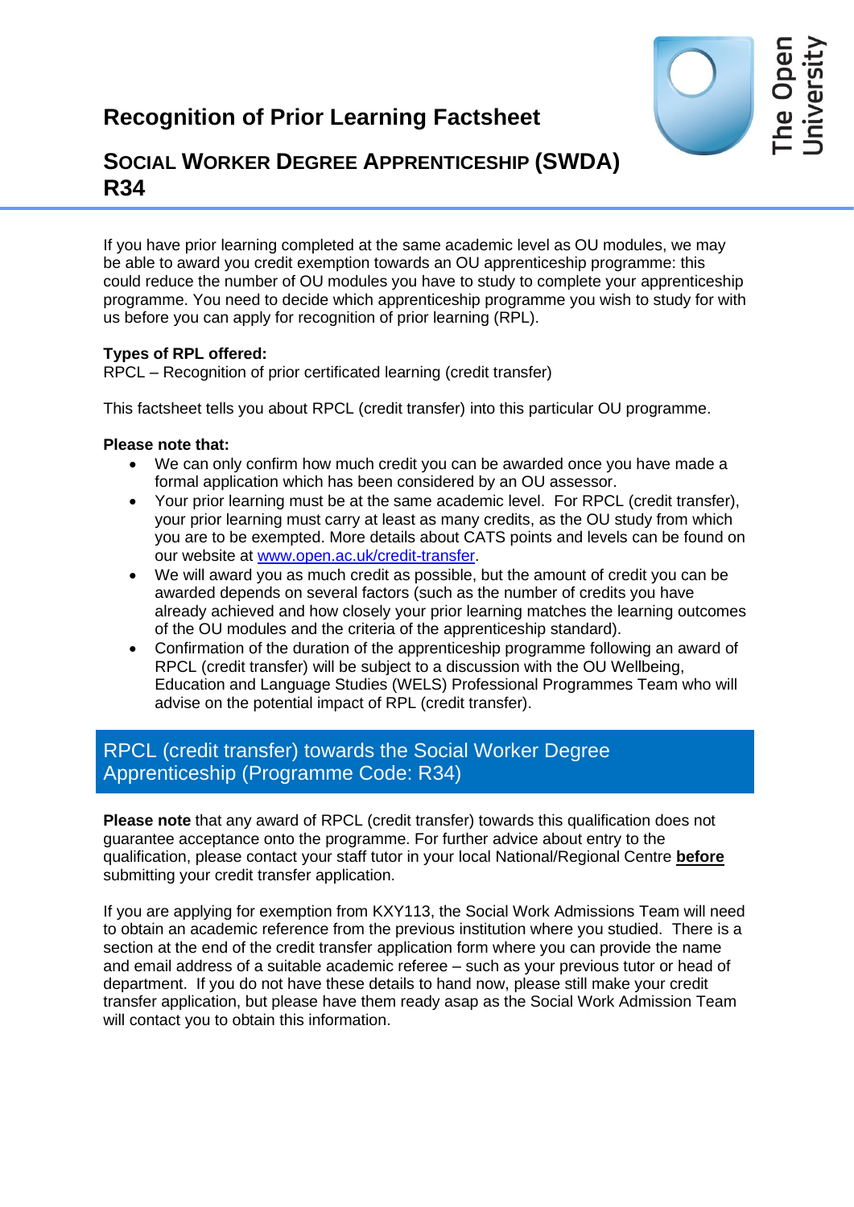# Recognition of Prior Learning Factsheet

## SOCIAL WORKER DEGREE APPRENTICESHIP (SWDA) R34

If you have prior learning completed at the same academic level as OU modules, we may be able to award you credit exemption towards an OU apprenticeship programme: this could reduce the number of OU modules you have to study to complete your apprenticeship programme. You need to decide which apprenticeship programme you wish to study for with us before you can apply for recognition of prior learning (RPL).

**Types of RPL offered:**
RPCL – Recognition of prior certificated learning (credit transfer)

This factsheet tells you about RPCL (credit transfer) into this particular OU programme.

**Please note that:**

- We can only confirm how much credit you can be awarded once you have made a formal application which has been considered by an OU assessor.
- Your prior learning must be at the same academic level. For RPCL (credit transfer), your prior learning must carry at least as many credits, as the OU study from which you are to be exempted. More details about CATS points and levels can be found on our website at [www.open.ac.uk/credit-transfer](www.open.ac.uk/credit-transfer).
- We will award you as much credit as possible, but the amount of credit you can be awarded depends on several factors (such as the number of credits you have already achieved and how closely your prior learning matches the learning outcomes of the OU modules and the criteria of the apprenticeship standard).
- Confirmation of the duration of the apprenticeship programme following an award of RPCL (credit transfer) will be subject to a discussion with the OU Wellbeing, Education and Language Studies (WELS) Professional Programmes Team who will advise on the potential impact of RPL (credit transfer).

## RPCL (credit transfer) towards the Social Worker Degree Apprenticeship (Programme Code: R34)

**Please note** that any award of RPCL (credit transfer) towards this qualification does not guarantee acceptance onto the programme. For further advice about entry to the qualification, please contact your staff tutor in your local National/Regional Centre **before** submitting your credit transfer application.

If you are applying for exemption from KXY113, the Social Work Admissions Team will need to obtain an academic reference from the previous institution where you studied. There is a section at the end of the credit transfer application form where you can provide the name and email address of a suitable academic referee – such as your previous tutor or head of department. If you do not have these details to hand now, please still make your credit transfer application, but please have them ready asap as the Social Work Admission Team will contact you to obtain this information.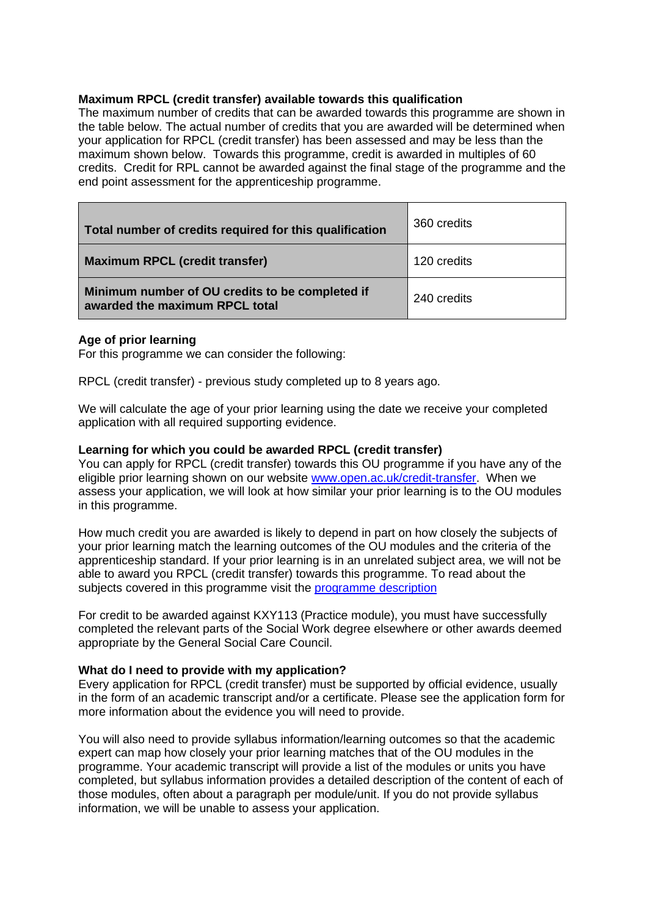**Maximum RPCL (credit transfer) available towards this qualification**

The maximum number of credits that can be awarded towards this programme are shown in the table below. The actual number of credits that you are awarded will be determined when your application for RPCL (credit transfer) has been assessed and may be less than the maximum shown below. Towards this programme, credit is awarded in multiples of 60 credits. Credit for RPL cannot be awarded against the final stage of the programme and the end point assessment for the apprenticeship programme.

| | |
|---|---|
| **Total number of credits required for this qualification** | 360 credits |
| **Maximum RPCL (credit transfer)** | 120 credits |
| **Minimum number of OU credits to be completed if awarded the maximum RPCL total** | 240 credits |

**Age of prior learning**

For this programme we can consider the following:

RPCL (credit transfer) - previous study completed up to 8 years ago.

We will calculate the age of your prior learning using the date we receive your completed application with all required supporting evidence.

**Learning for which you could be awarded RPCL (credit transfer)**

You can apply for RPCL (credit transfer) towards this OU programme if you have any of the eligible prior learning shown on our website [www.open.ac.uk/credit-transfer](www.open.ac.uk/credit-transfer). When we assess your application, we will look at how similar your prior learning is to the OU modules in this programme.

How much credit you are awarded is likely to depend in part on how closely the subjects of your prior learning match the learning outcomes of the OU modules and the criteria of the apprenticeship standard. If your prior learning is in an unrelated subject area, we will not be able to award you RPCL (credit transfer) towards this programme. To read about the subjects covered in this programme visit the programme description

For credit to be awarded against KXY113 (Practice module), you must have successfully completed the relevant parts of the Social Work degree elsewhere or other awards deemed appropriate by the General Social Care Council.

**What do I need to provide with my application?**

Every application for RPCL (credit transfer) must be supported by official evidence, usually in the form of an academic transcript and/or a certificate. Please see the application form for more information about the evidence you will need to provide.

You will also need to provide syllabus information/learning outcomes so that the academic expert can map how closely your prior learning matches that of the OU modules in the programme. Your academic transcript will provide a list of the modules or units you have completed, but syllabus information provides a detailed description of the content of each of those modules, often about a paragraph per module/unit. If you do not provide syllabus information, we will be unable to assess your application.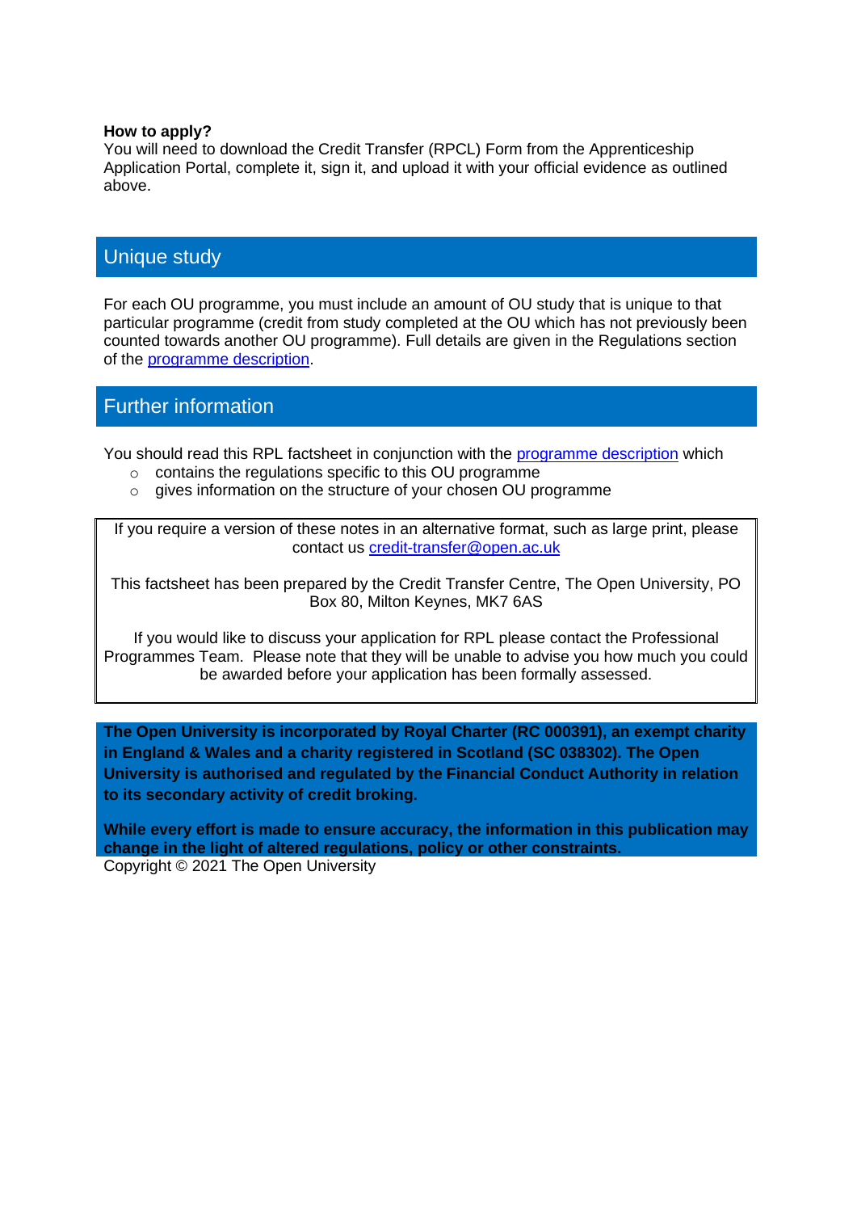**How to apply?**
You will need to download the Credit Transfer (RPCL) Form from the Apprenticeship Application Portal, complete it, sign it, and upload it with your official evidence as outlined above.

## Unique study

For each OU programme, you must include an amount of OU study that is unique to that particular programme (credit from study completed at the OU which has not previously been counted towards another OU programme). Full details are given in the Regulations section of the programme description.

## Further information

You should read this RPL factsheet in conjunction with the programme description which

- contains the regulations specific to this OU programme
- gives information on the structure of your chosen OU programme

If you require a version of these notes in an alternative format, such as large print, please contact us credit-transfer@open.ac.uk

This factsheet has been prepared by the Credit Transfer Centre, The Open University, PO Box 80, Milton Keynes, MK7 6AS

If you would like to discuss your application for RPL please contact the Professional Programmes Team. Please note that they will be unable to advise you how much you could be awarded before your application has been formally assessed.

**The Open University is incorporated by Royal Charter (RC 000391), an exempt charity in England & Wales and a charity registered in Scotland (SC 038302). The Open University is authorised and regulated by the Financial Conduct Authority in relation to its secondary activity of credit broking.**

**While every effort is made to ensure accuracy, the information in this publication may change in the light of altered regulations, policy or other constraints.**

Copyright © 2021 The Open University